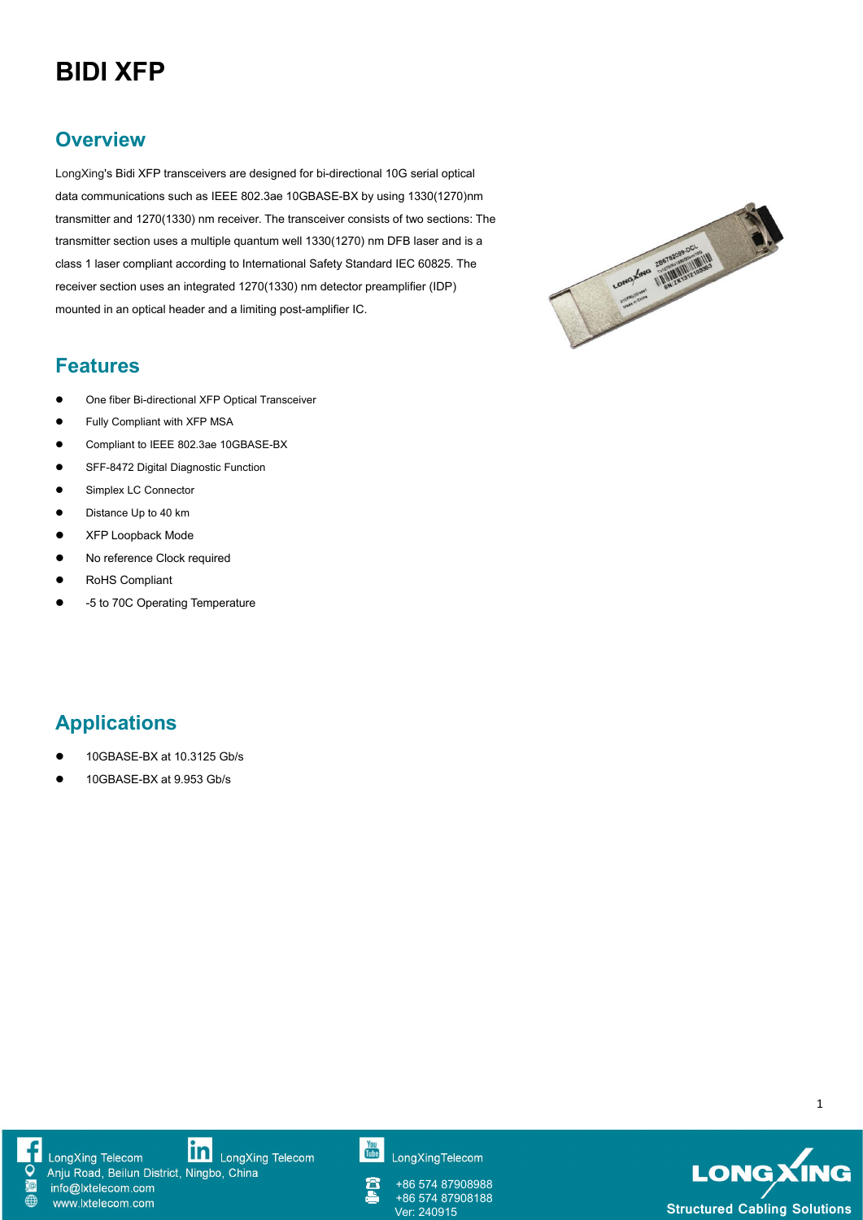# BIDI XFP

## Overview

LongXing's Bidi XFP transceivers are designed for bi-directional 10G serial optical data communications such as IEEE 802.3ae 10GBASE-BX by using 1330(1270)nm transmitter and 1270(1330) nm receiver. The transceiver consists of two sections: The transmitter section uses a multiple quantum well 1330(1270) nm DFB laser and is a class 1 laser compliant according to International Safety Standard IEC 60825. The receiver section uses an integrated 1270(1330) nm detector preamplifier (IDP) mounted in an optical header and a limiting post-amplifier IC.

## Features

- One fiber Bi-directional XFP Optical Transceiver
- Fully Compliant with XFP MSA
- Compliant to IEEE 802.3ae 10GBASE-BX
- SFF-8472 Digital Diagnostic Function
- Simplex LC Connector
- Distance Up to 40 km
- XFP Loopback Mode
- No reference Clock required
- RoHS Compliant
- -5 to 70C Operating Temperature

## Applications

- 10GBASE-BX at 10.3125 Gb/s
- 10GBASE-BX at 9.953 Gb/s

LongXing Telecom LongXing Telecom LongXingTelecom
Anju Road, Beilun District, Ningbo, China
info@lxtelecom.com
www.lxtelecom.com
+86 574 87908988
+86 574 87908188
Ver: 240915

LONGXING Structured Cabling Solutions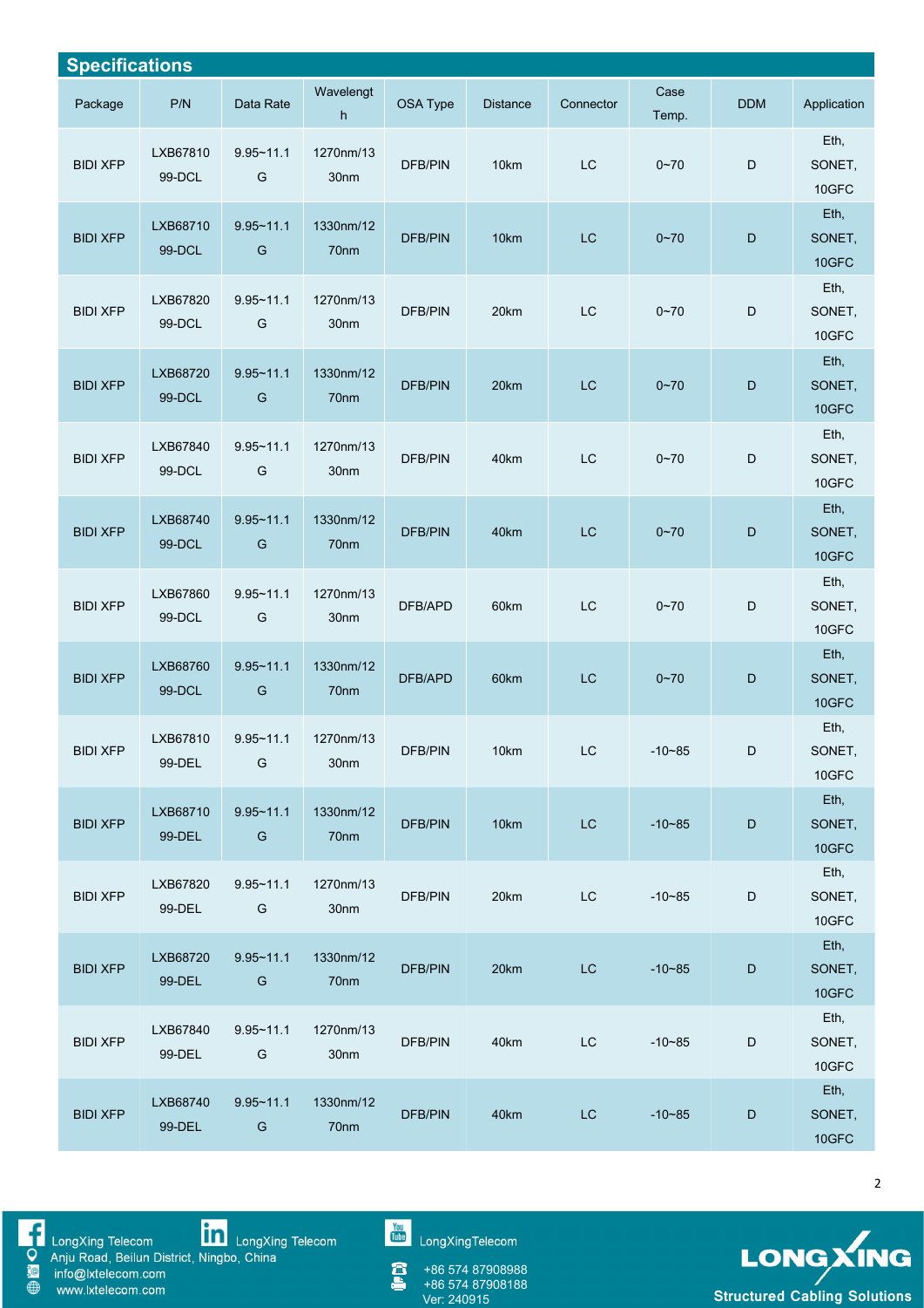## Specifications

| Package | P/N | Data Rate | Wavelength | OSA Type | Distance | Connector | Case Temp. | DDM | Application |
|---|---|---|---|---|---|---|---|---|---|
| BIDI XFP | LXB6781099-DCL | 9.95~11.1G | 1270nm/1330nm | DFB/PIN | 10km | LC | 0~70 | D | Eth, SONET, 10GFC |
| BIDI XFP | LXB6871099-DCL | 9.95~11.1G | 1330nm/1270nm | DFB/PIN | 10km | LC | 0~70 | D | Eth, SONET, 10GFC |
| BIDI XFP | LXB6782099-DCL | 9.95~11.1G | 1270nm/1330nm | DFB/PIN | 20km | LC | 0~70 | D | Eth, SONET, 10GFC |
| BIDI XFP | LXB6872099-DCL | 9.95~11.1G | 1330nm/1270nm | DFB/PIN | 20km | LC | 0~70 | D | Eth, SONET, 10GFC |
| BIDI XFP | LXB6784099-DCL | 9.95~11.1G | 1270nm/1330nm | DFB/PIN | 40km | LC | 0~70 | D | Eth, SONET, 10GFC |
| BIDI XFP | LXB6874099-DCL | 9.95~11.1G | 1330nm/1270nm | DFB/PIN | 40km | LC | 0~70 | D | Eth, SONET, 10GFC |
| BIDI XFP | LXB6786099-DCL | 9.95~11.1G | 1270nm/1330nm | DFB/APD | 60km | LC | 0~70 | D | Eth, SONET, 10GFC |
| BIDI XFP | LXB6876099-DCL | 9.95~11.1G | 1330nm/1270nm | DFB/APD | 60km | LC | 0~70 | D | Eth, SONET, 10GFC |
| BIDI XFP | LXB6781099-DEL | 9.95~11.1G | 1270nm/1330nm | DFB/PIN | 10km | LC | -10~85 | D | Eth, SONET, 10GFC |
| BIDI XFP | LXB6871099-DEL | 9.95~11.1G | 1330nm/1270nm | DFB/PIN | 10km | LC | -10~85 | D | Eth, SONET, 10GFC |
| BIDI XFP | LXB6782099-DEL | 9.95~11.1G | 1270nm/1330nm | DFB/PIN | 20km | LC | -10~85 | D | Eth, SONET, 10GFC |
| BIDI XFP | LXB6872099-DEL | 9.95~11.1G | 1330nm/1270nm | DFB/PIN | 20km | LC | -10~85 | D | Eth, SONET, 10GFC |
| BIDI XFP | LXB6784099-DEL | 9.95~11.1G | 1270nm/1330nm | DFB/PIN | 40km | LC | -10~85 | D | Eth, SONET, 10GFC |
| BIDI XFP | LXB6874099-DEL | 9.95~11.1G | 1330nm/1270nm | DFB/PIN | 40km | LC | -10~85 | D | Eth, SONET, 10GFC |

LongXing Telecom
LongXing Telecom
LongXingTelecom
Anju Road, Beilun District, Ningbo, China
info@lxtelecom.com
www.lxtelecom.com
+86 574 87908988
+86 574 87908188
Ver: 240915

LONGXING
Structured Cabling Solutions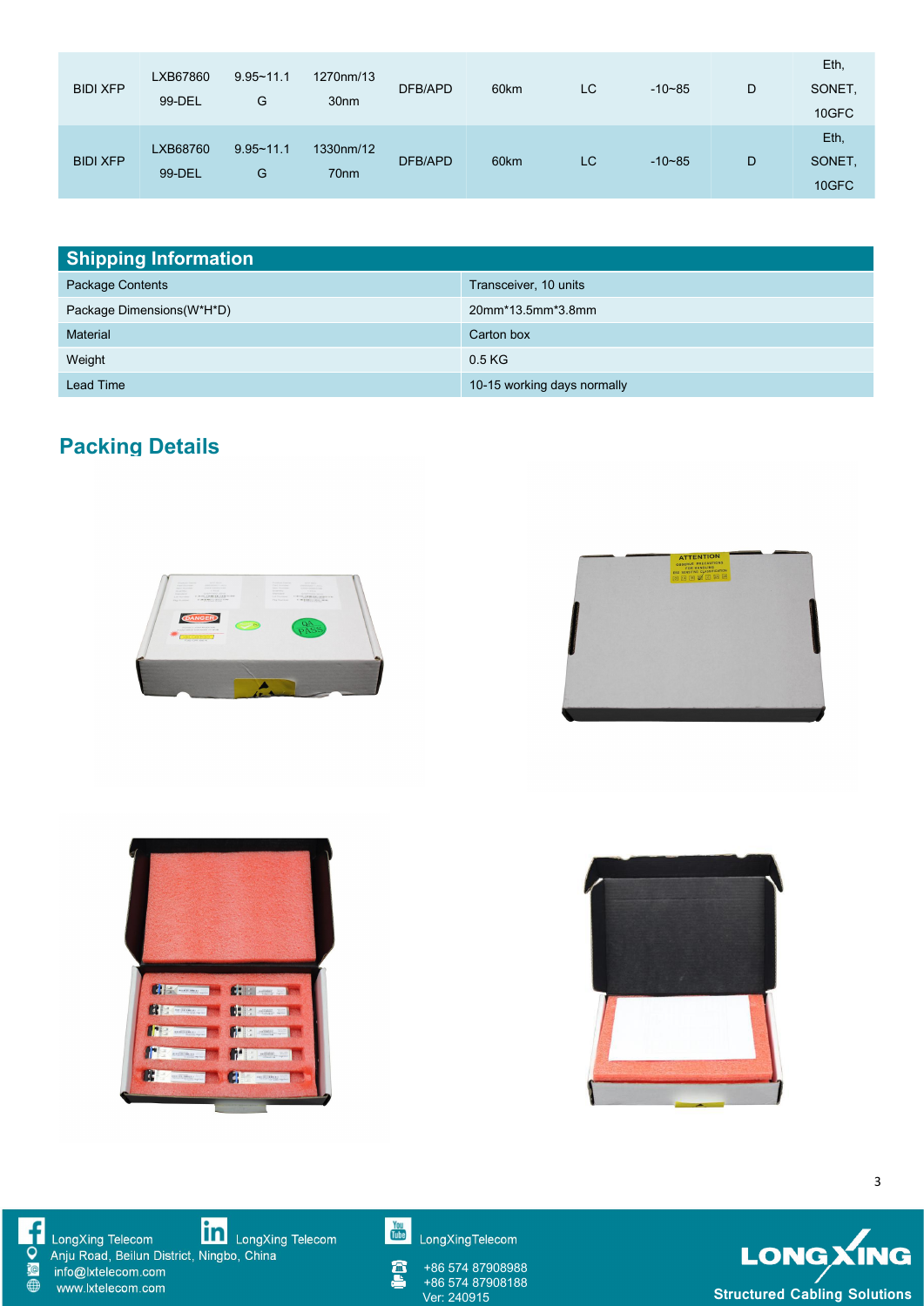| | | | | | | | | | |
|---|---|---|---|---|---|---|---|---|---|
| BIDI XFP | LXB6786099-DEL | 9.95~11.1G | 1270nm/1330nm | DFB/APD | 60km | LC | -10~85 | D | Eth, SONET, 10GFC |
| BIDI XFP | LXB6876099-DEL | 9.95~11.1G | 1330nm/1270nm | DFB/APD | 60km | LC | -10~85 | D | Eth, SONET, 10GFC |

## Shipping Information

| | |
|---|---|
| Package Contents | Transceiver, 10 units |
| Package Dimensions(W*H*D) | 20mm*13.5mm*3.8mm |
| Material | Carton box |
| Weight | 0.5 KG |
| Lead Time | 10-15 working days normally |

## Packing Details

LongXing Telecom
LongXing Telecom
LongXingTelecom
Anju Road, Beilun District, Ningbo, China
info@lxtelecom.com
www.lxtelecom.com
+86 574 87908988
+86 574 87908188
Ver: 240915

LONGXING
Structured Cabling Solutions